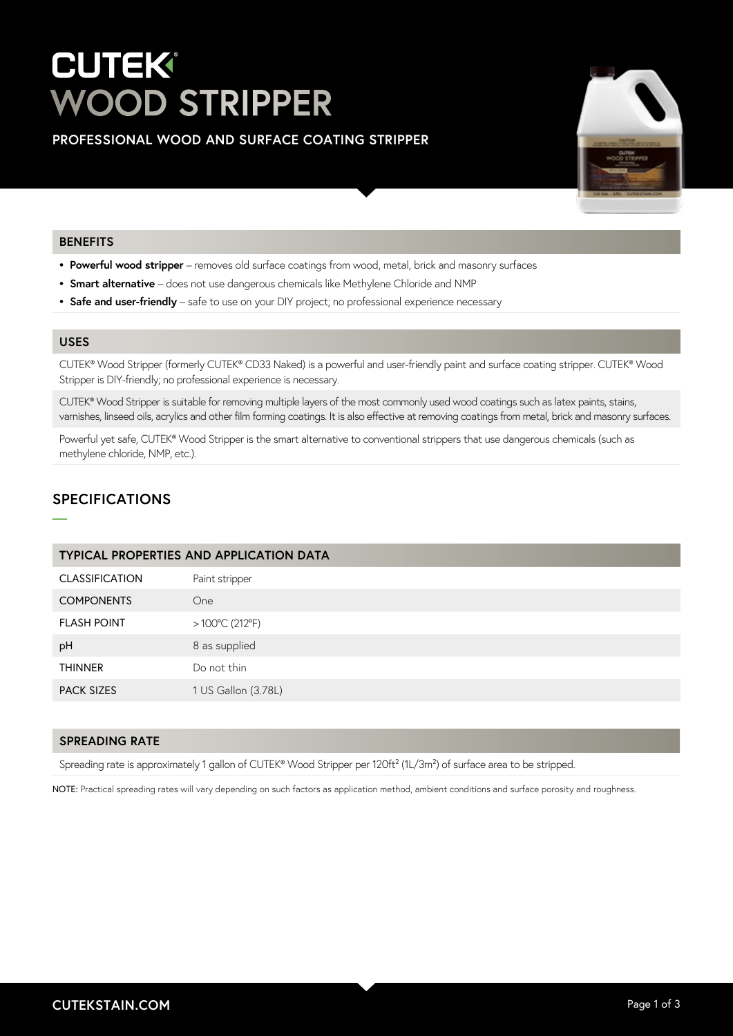# CUTEK® WOOD STRIPPER

## PROFESSIONAL WOOD AND SURFACE COATING STRIPPER

### BENEFITS

- **Powerful wood stripper** – removes old surface coatings from wood, metal, brick and masonry surfaces
- **Smart alternative** – does not use dangerous chemicals like Methylene Chloride and NMP
- **Safe and user-friendly** – safe to use on your DIY project; no professional experience necessary

### USES

CUTEK® Wood Stripper (formerly CUTEK® CD33 Naked) is a powerful and user-friendly paint and surface coating stripper. CUTEK® Wood Stripper is DIY-friendly; no professional experience is necessary.

CUTEK® Wood Stripper is suitable for removing multiple layers of the most commonly used wood coatings such as latex paints, stains, varnishes, linseed oils, acrylics and other film forming coatings. It is also effective at removing coatings from metal, brick and masonry surfaces.

Powerful yet safe, CUTEK® Wood Stripper is the smart alternative to conventional strippers that use dangerous chemicals (such as methylene chloride, NMP, etc.).

## SPECIFICATIONS

| TYPICAL PROPERTIES AND APPLICATION DATA | |
|---|---|
| CLASSIFICATION | Paint stripper |
| COMPONENTS | One |
| FLASH POINT | > 100°C (212°F) |
| pH | 8 as supplied |
| THINNER | Do not thin |
| PACK SIZES | 1 US Gallon (3.78L) |

### SPREADING RATE

Spreading rate is approximately 1 gallon of CUTEK® Wood Stripper per 120ft² (1L/3m²) of surface area to be stripped.

NOTE: Practical spreading rates will vary depending on such factors as application method, ambient conditions and surface porosity and roughness.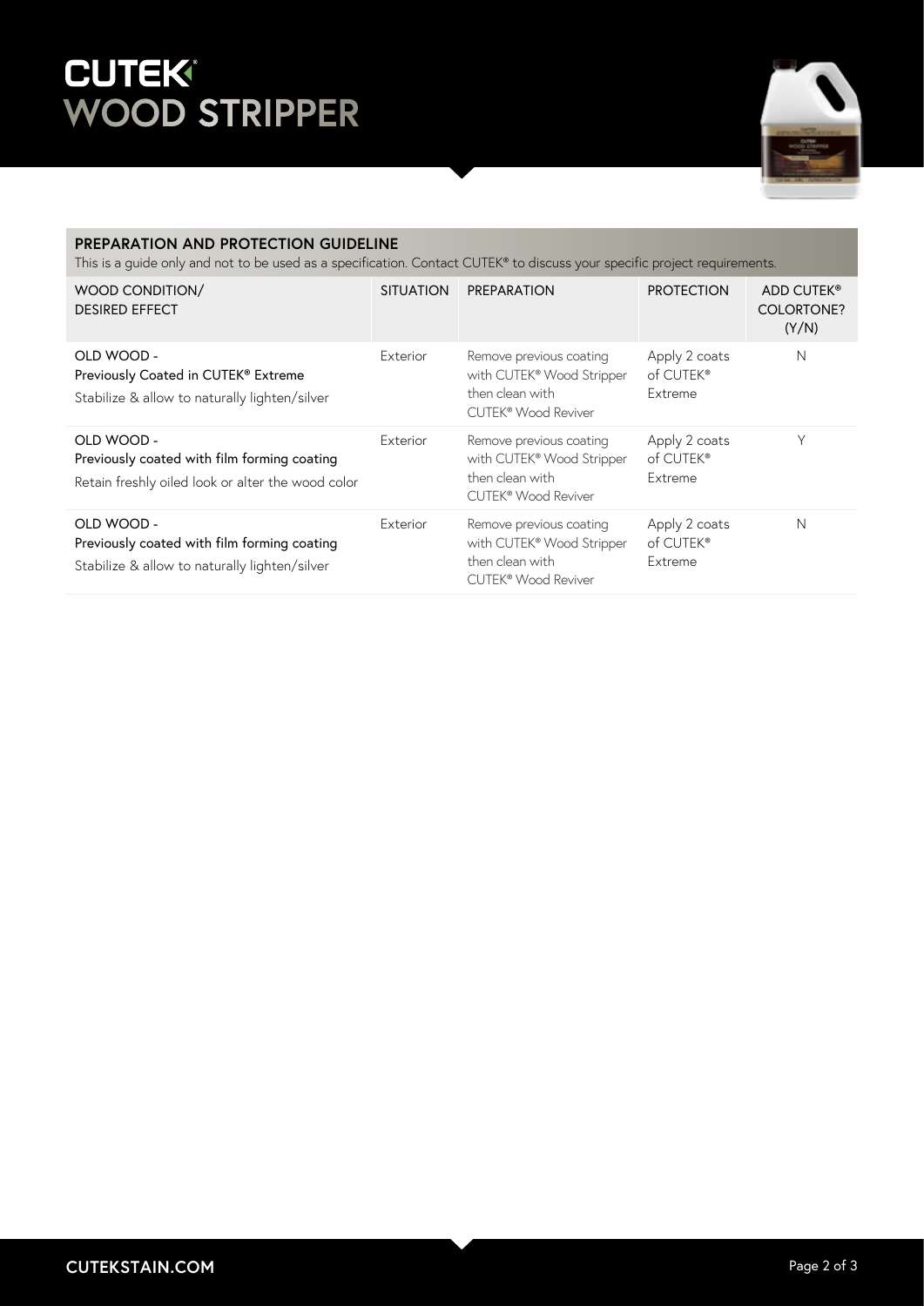# CUTEK® WOOD STRIPPER

## PREPARATION AND PROTECTION GUIDELINE

This is a guide only and not to be used as a specification. Contact CUTEK® to discuss your specific project requirements.

| WOOD CONDITION/ DESIRED EFFECT | SITUATION | PREPARATION | PROTECTION | ADD CUTEK® COLORTONE? (Y/N) |
|---|---|---|---|---|
| OLD WOOD - Previously Coated in CUTEK® Extreme Stabilize & allow to naturally lighten/silver | Exterior | Remove previous coating with CUTEK® Wood Stripper then clean with CUTEK® Wood Reviver | Apply 2 coats of CUTEK® Extreme | N |
| OLD WOOD - Previously coated with film forming coating Retain freshly oiled look or alter the wood color | Exterior | Remove previous coating with CUTEK® Wood Stripper then clean with CUTEK® Wood Reviver | Apply 2 coats of CUTEK® Extreme | Y |
| OLD WOOD - Previously coated with film forming coating Stabilize & allow to naturally lighten/silver | Exterior | Remove previous coating with CUTEK® Wood Stripper then clean with CUTEK® Wood Reviver | Apply 2 coats of CUTEK® Extreme | N |

CUTEKSTAIN.COM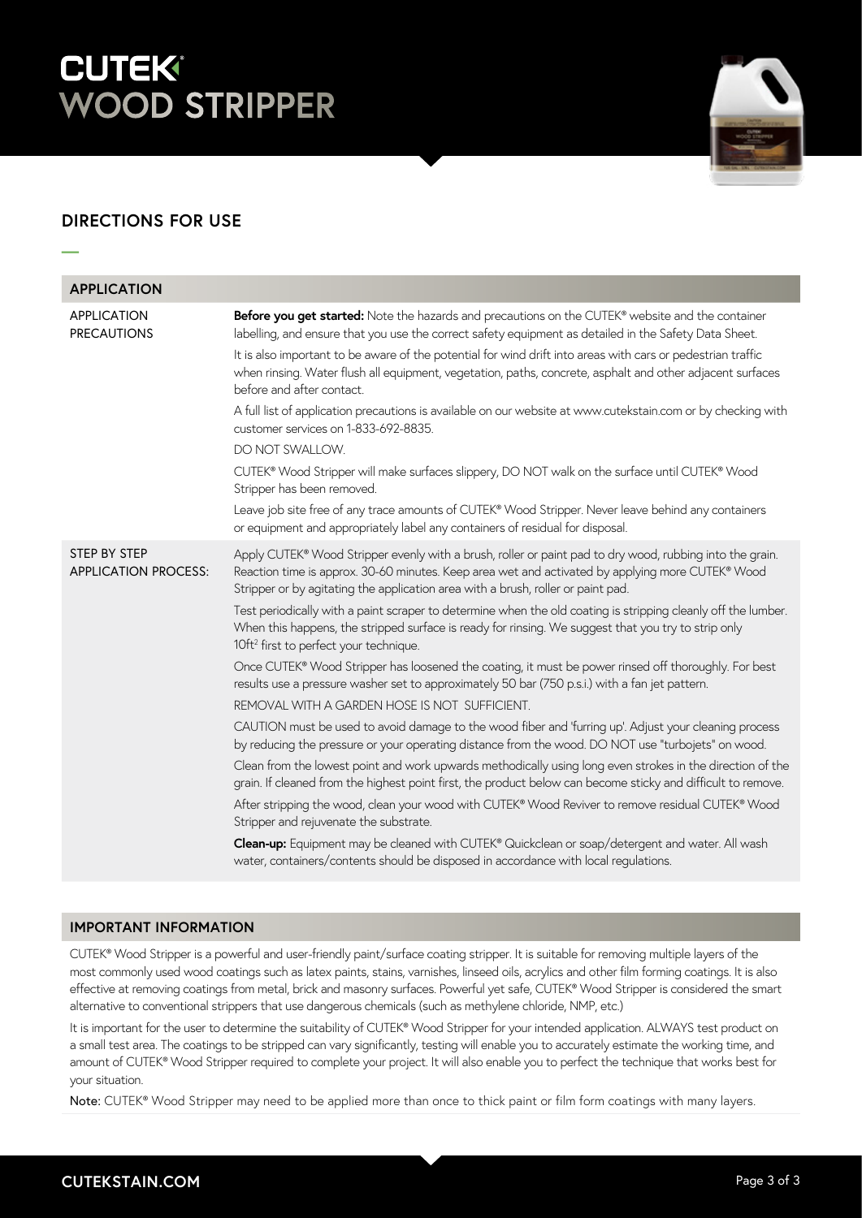# CUTEK® WOOD STRIPPER

## DIRECTIONS FOR USE

| APPLICATION | |
|---|---|
| APPLICATION PRECAUTIONS | **Before you get started:** Note the hazards and precautions on the CUTEK® website and the container labelling, and ensure that you use the correct safety equipment as detailed in the Safety Data Sheet.<br><br>It is also important to be aware of the potential for wind drift into areas with cars or pedestrian traffic when rinsing. Water flush all equipment, vegetation, paths, concrete, asphalt and other adjacent surfaces before and after contact.<br><br>A full list of application precautions is available on our website at www.cutekstain.com or by checking with customer services on 1-833-692-8835.<br><br>DO NOT SWALLOW.<br><br>CUTEK® Wood Stripper will make surfaces slippery, DO NOT walk on the surface until CUTEK® Wood Stripper has been removed.<br><br>Leave job site free of any trace amounts of CUTEK® Wood Stripper. Never leave behind any containers or equipment and appropriately label any containers of residual for disposal. |
| STEP BY STEP APPLICATION PROCESS: | Apply CUTEK® Wood Stripper evenly with a brush, roller or paint pad to dry wood, rubbing into the grain. Reaction time is approx. 30-60 minutes. Keep area wet and activated by applying more CUTEK® Wood Stripper or by agitating the application area with a brush, roller or paint pad.<br><br>Test periodically with a paint scraper to determine when the old coating is stripping cleanly off the lumber. When this happens, the stripped surface is ready for rinsing. We suggest that you try to strip only 10ft² first to perfect your technique.<br><br>Once CUTEK® Wood Stripper has loosened the coating, it must be power rinsed off thoroughly. For best results use a pressure washer set to approximately 50 bar (750 p.s.i.) with a fan jet pattern.<br><br>REMOVAL WITH A GARDEN HOSE IS NOT SUFFICIENT.<br><br>CAUTION must be used to avoid damage to the wood fiber and 'furring up'. Adjust your cleaning process by reducing the pressure or your operating distance from the wood. DO NOT use "turbojets" on wood.<br><br>Clean from the lowest point and work upwards methodically using long even strokes in the direction of the grain. If cleaned from the highest point first, the product below can become sticky and difficult to remove.<br><br>After stripping the wood, clean your wood with CUTEK® Wood Reviver to remove residual CUTEK® Wood Stripper and rejuvenate the substrate.<br><br>**Clean-up:** Equipment may be cleaned with CUTEK® Quickclean or soap/detergent and water. All wash water, containers/contents should be disposed in accordance with local regulations. |

### IMPORTANT INFORMATION

CUTEK® Wood Stripper is a powerful and user-friendly paint/surface coating stripper. It is suitable for removing multiple layers of the most commonly used wood coatings such as latex paints, stains, varnishes, linseed oils, acrylics and other film forming coatings. It is also effective at removing coatings from metal, brick and masonry surfaces. Powerful yet safe, CUTEK® Wood Stripper is considered the smart alternative to conventional strippers that use dangerous chemicals (such as methylene chloride, NMP, etc.)

It is important for the user to determine the suitability of CUTEK® Wood Stripper for your intended application. ALWAYS test product on a small test area. The coatings to be stripped can vary significantly, testing will enable you to accurately estimate the working time, and amount of CUTEK® Wood Stripper required to complete your project. It will also enable you to perfect the technique that works best for your situation.

**Note:** CUTEK® Wood Stripper may need to be applied more than once to thick paint or film form coatings with many layers.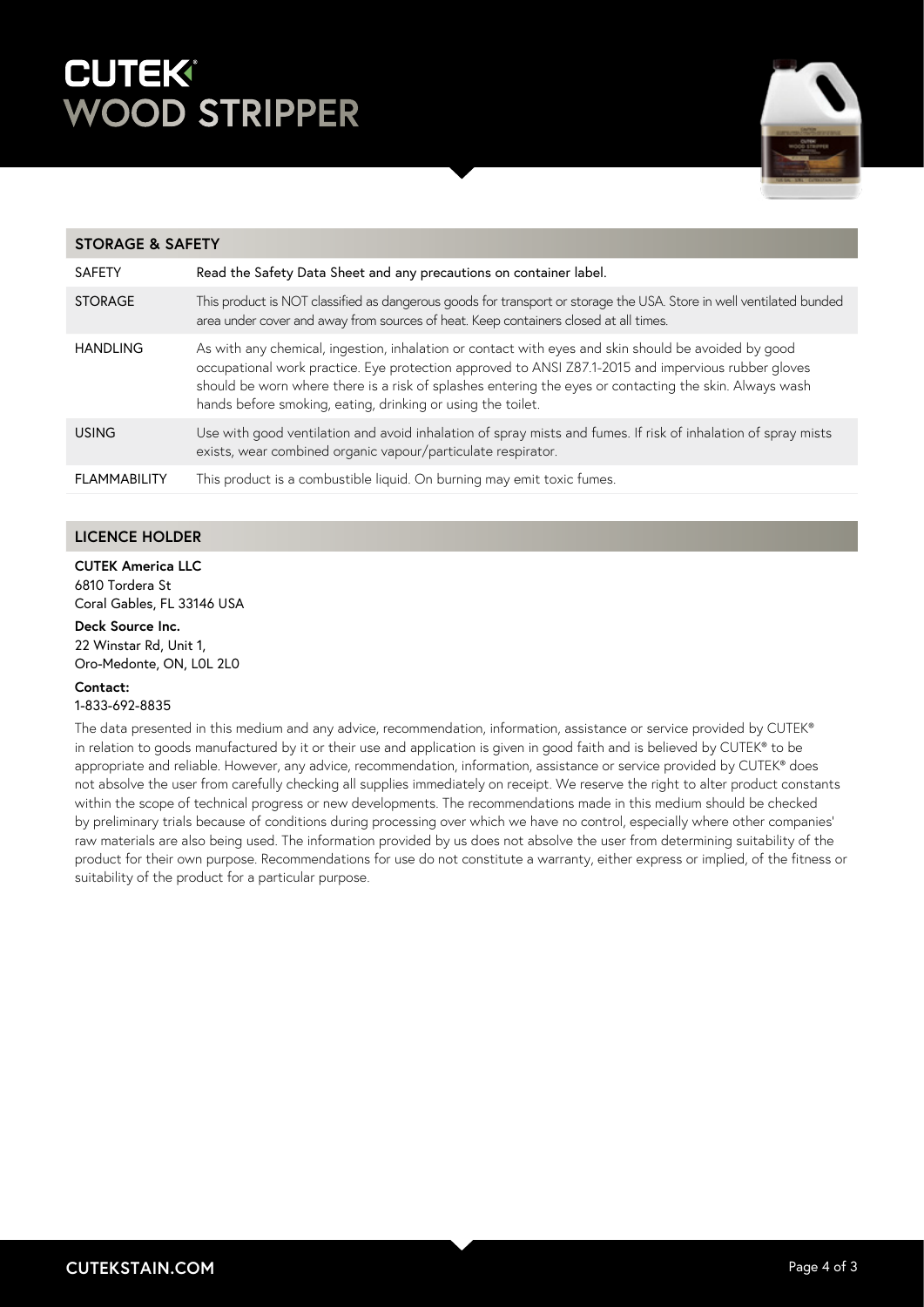# CUTEK® WOOD STRIPPER

## STORAGE & SAFETY

| | |
|---|---|
| SAFETY | Read the Safety Data Sheet and any precautions on container label. |
| STORAGE | This product is NOT classified as dangerous goods for transport or storage the USA. Store in well ventilated bunded area under cover and away from sources of heat. Keep containers closed at all times. |
| HANDLING | As with any chemical, ingestion, inhalation or contact with eyes and skin should be avoided by good occupational work practice. Eye protection approved to ANSI Z87.1-2015 and impervious rubber gloves should be worn where there is a risk of splashes entering the eyes or contacting the skin. Always wash hands before smoking, eating, drinking or using the toilet. |
| USING | Use with good ventilation and avoid inhalation of spray mists and fumes. If risk of inhalation of spray mists exists, wear combined organic vapour/particulate respirator. |
| FLAMMABILITY | This product is a combustible liquid. On burning may emit toxic fumes. |

## LICENCE HOLDER

**CUTEK America LLC**
6810 Tordera St
Coral Gables, FL 33146 USA

**Deck Source Inc.**
22 Winstar Rd, Unit 1,
Oro-Medonte, ON, L0L 2L0

**Contact:**
1-833-692-8835

The data presented in this medium and any advice, recommendation, information, assistance or service provided by CUTEK® in relation to goods manufactured by it or their use and application is given in good faith and is believed by CUTEK® to be appropriate and reliable. However, any advice, recommendation, information, assistance or service provided by CUTEK® does not absolve the user from carefully checking all supplies immediately on receipt. We reserve the right to alter product constants within the scope of technical progress or new developments. The recommendations made in this medium should be checked by preliminary trials because of conditions during processing over which we have no control, especially where other companies' raw materials are also being used. The information provided by us does not absolve the user from determining suitability of the product for their own purpose. Recommendations for use do not constitute a warranty, either express or implied, of the fitness or suitability of the product for a particular purpose.

CUTEKSTAIN.COM